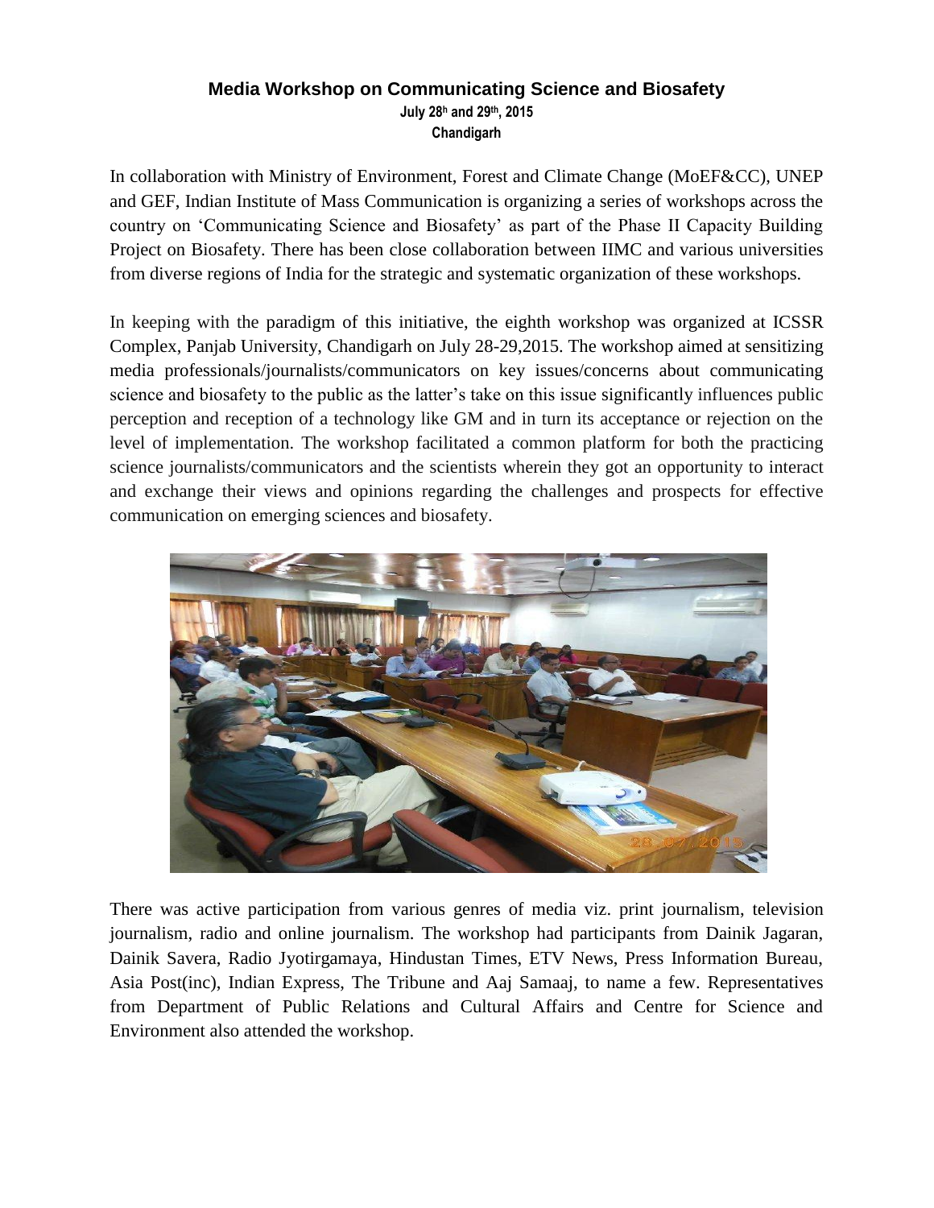# Media Workshop on Communicating Science and Biosafety

**July 28h and 29th, 2015**
**Chandigarh**

In collaboration with Ministry of Environment, Forest and Climate Change (MoEF&CC), UNEP and GEF, Indian Institute of Mass Communication is organizing a series of workshops across the country on 'Communicating Science and Biosafety' as part of the Phase II Capacity Building Project on Biosafety. There has been close collaboration between IIMC and various universities from diverse regions of India for the strategic and systematic organization of these workshops.

In keeping with the paradigm of this initiative, the eighth workshop was organized at ICSSR Complex, Panjab University, Chandigarh on July 28-29,2015. The workshop aimed at sensitizing media professionals/journalists/communicators on key issues/concerns about communicating science and biosafety to the public as the latter's take on this issue significantly influences public perception and reception of a technology like GM and in turn its acceptance or rejection on the level of implementation. The workshop facilitated a common platform for both the practicing science journalists/communicators and the scientists wherein they got an opportunity to interact and exchange their views and opinions regarding the challenges and prospects for effective communication on emerging sciences and biosafety.

There was active participation from various genres of media viz. print journalism, television journalism, radio and online journalism. The workshop had participants from Dainik Jagaran, Dainik Savera, Radio Jyotirgamaya, Hindustan Times, ETV News, Press Information Bureau, Asia Post(inc), Indian Express, The Tribune and Aaj Samaaj, to name a few. Representatives from Department of Public Relations and Cultural Affairs and Centre for Science and Environment also attended the workshop.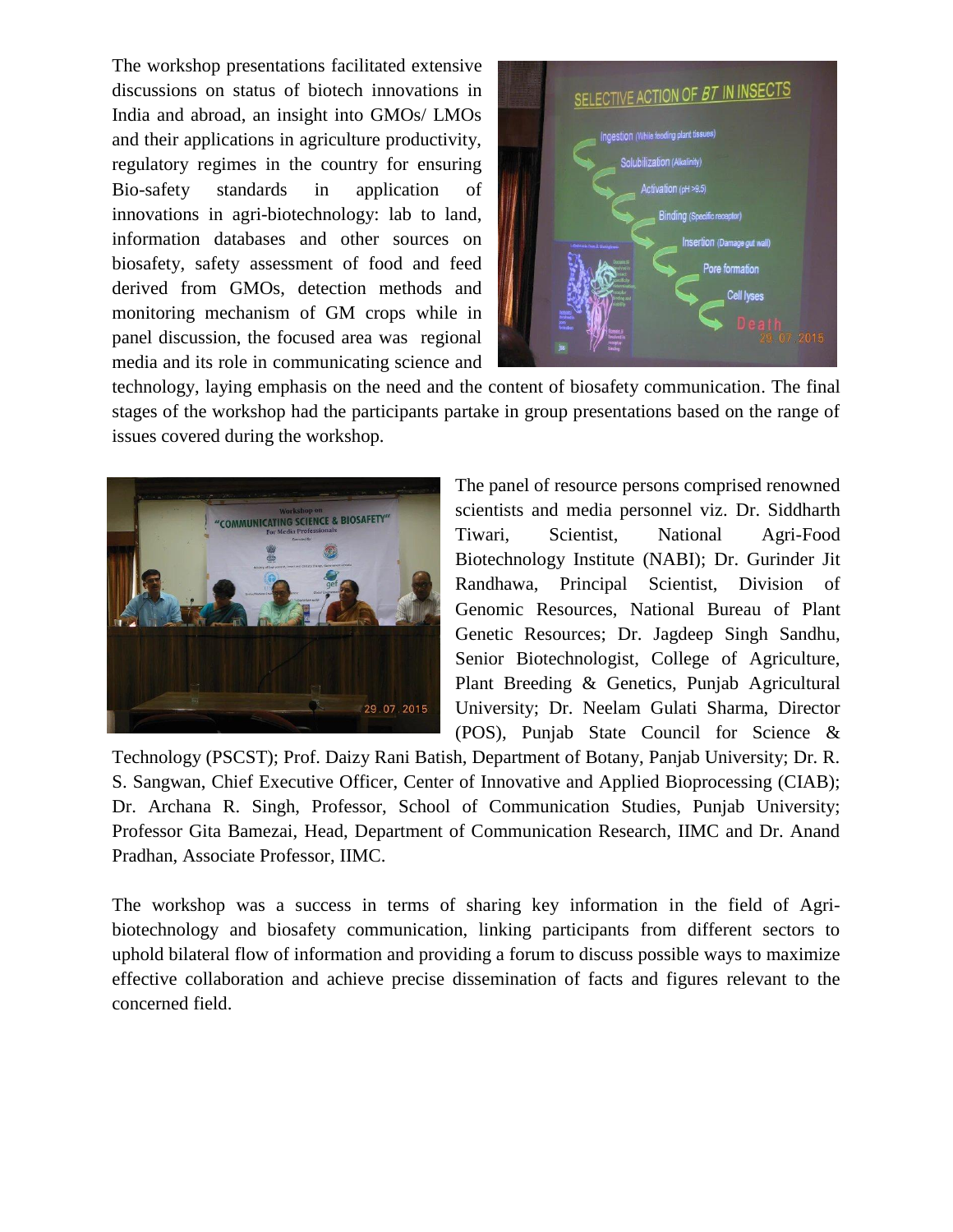The workshop presentations facilitated extensive discussions on status of biotech innovations in India and abroad, an insight into GMOs/ LMOs and their applications in agriculture productivity, regulatory regimes in the country for ensuring Bio-safety standards in application of innovations in agri-biotechnology: lab to land, information databases and other sources on biosafety, safety assessment of food and feed derived from GMOs, detection methods and monitoring mechanism of GM crops while in panel discussion, the focused area was regional media and its role in communicating science and technology, laying emphasis on the need and the content of biosafety communication. The final stages of the workshop had the participants partake in group presentations based on the range of issues covered during the workshop.

The panel of resource persons comprised renowned scientists and media personnel viz. Dr. Siddharth Tiwari, Scientist, National Agri-Food Biotechnology Institute (NABI); Dr. Gurinder Jit Randhawa, Principal Scientist, Division of Genomic Resources, National Bureau of Plant Genetic Resources; Dr. Jagdeep Singh Sandhu, Senior Biotechnologist, College of Agriculture, Plant Breeding & Genetics, Punjab Agricultural University; Dr. Neelam Gulati Sharma, Director (POS), Punjab State Council for Science & Technology (PSCST); Prof. Daizy Rani Batish, Department of Botany, Panjab University; Dr. R. S. Sangwan, Chief Executive Officer, Center of Innovative and Applied Bioprocessing (CIAB); Dr. Archana R. Singh, Professor, School of Communication Studies, Punjab University; Professor Gita Bamezai, Head, Department of Communication Research, IIMC and Dr. Anand Pradhan, Associate Professor, IIMC.

The workshop was a success in terms of sharing key information in the field of Agri-biotechnology and biosafety communication, linking participants from different sectors to uphold bilateral flow of information and providing a forum to discuss possible ways to maximize effective collaboration and achieve precise dissemination of facts and figures relevant to the concerned field.